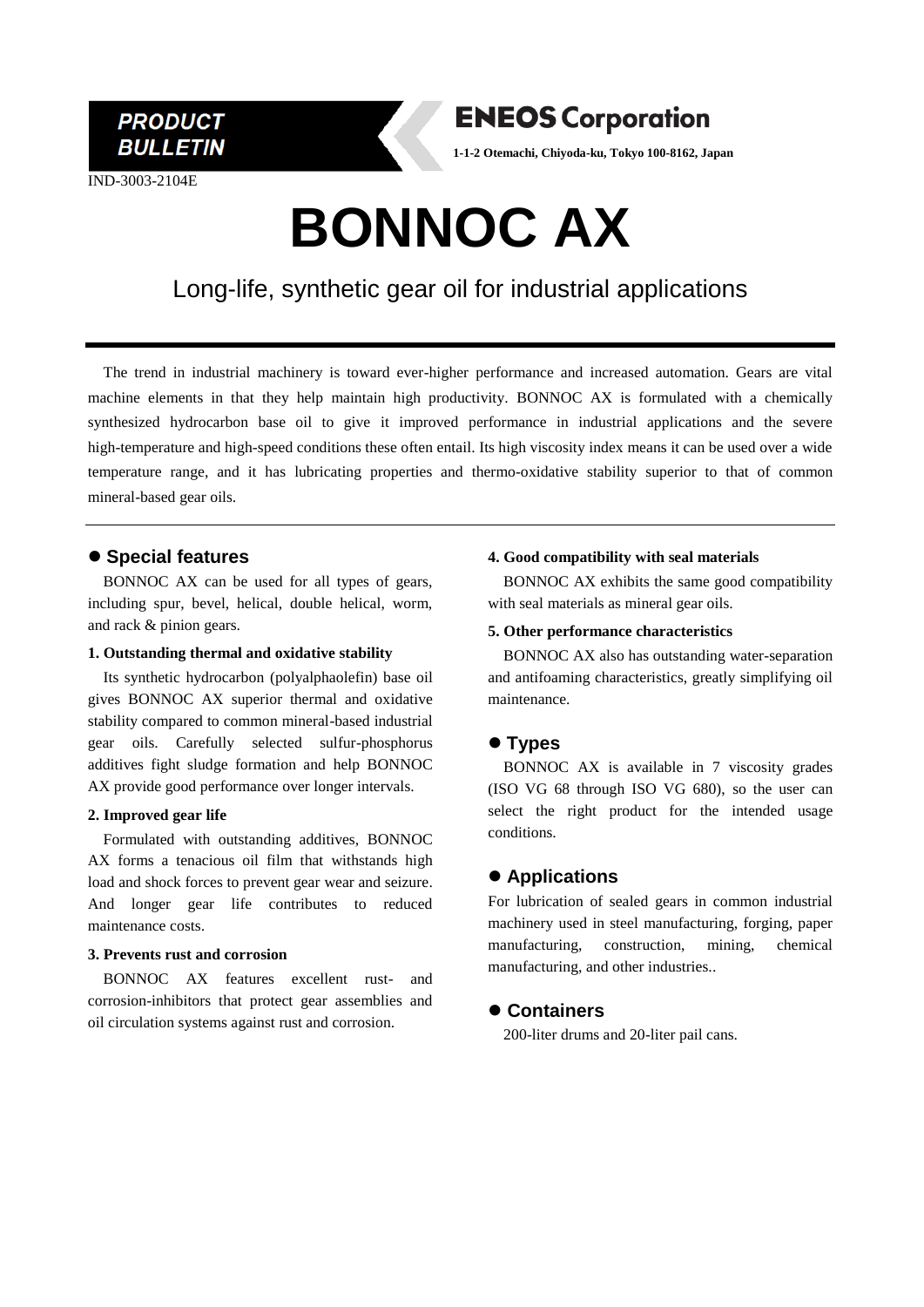**PRODUCT BULLETIN**

**ENEOS Corporation**

**1-1-2 Otemachi, Chiyoda-ku, Tokyo 100-8162, Japan**

IND-3003-2104E

# BONNOC AX

Long-life, synthetic gear oil for industrial applications

---

The trend in industrial machinery is toward ever-higher performance and increased automation. Gears are vital machine elements in that they help maintain high productivity. BONNOC AX is formulated with a chemically synthesized hydrocarbon base oil to give it improved performance in industrial applications and the severe high-temperature and high-speed conditions these often entail. Its high viscosity index means it can be used over a wide temperature range, and it has lubricating properties and thermo-oxidative stability superior to that of common mineral-based gear oils.

---

## ● Special features

BONNOC AX can be used for all types of gears, including spur, bevel, helical, double helical, worm, and rack & pinion gears.

**1. Outstanding thermal and oxidative stability**

Its synthetic hydrocarbon (polyalphaolefin) base oil gives BONNOC AX superior thermal and oxidative stability compared to common mineral-based industrial gear oils. Carefully selected sulfur-phosphorus additives fight sludge formation and help BONNOC AX provide good performance over longer intervals.

**2. Improved gear life**

Formulated with outstanding additives, BONNOC AX forms a tenacious oil film that withstands high load and shock forces to prevent gear wear and seizure. And longer gear life contributes to reduced maintenance costs.

**3. Prevents rust and corrosion**

BONNOC AX features excellent rust- and corrosion-inhibitors that protect gear assemblies and oil circulation systems against rust and corrosion.

**4. Good compatibility with seal materials**

BONNOC AX exhibits the same good compatibility with seal materials as mineral gear oils.

**5. Other performance characteristics**

BONNOC AX also has outstanding water-separation and antifoaming characteristics, greatly simplifying oil maintenance.

## ● Types

BONNOC AX is available in 7 viscosity grades (ISO VG 68 through ISO VG 680), so the user can select the right product for the intended usage conditions.

## ● Applications

For lubrication of sealed gears in common industrial machinery used in steel manufacturing, forging, paper manufacturing, construction, mining, chemical manufacturing, and other industries..

## ● Containers

200-liter drums and 20-liter pail cans.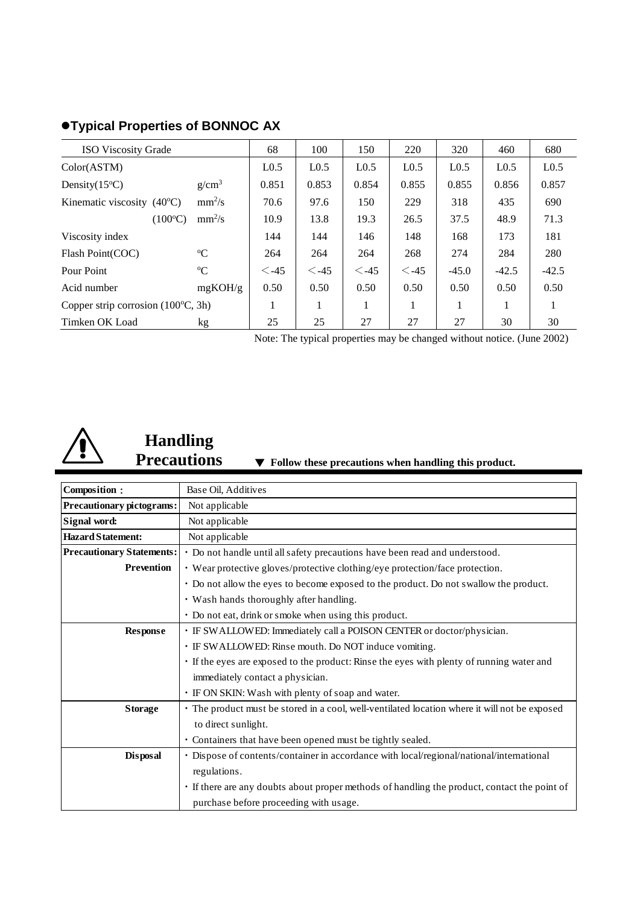## ●Typical Properties of BONNOC AX

| ISO Viscosity Grade | | 68 | 100 | 150 | 220 | 320 | 460 | 680 |
|---|---|---|---|---|---|---|---|---|
| Color(ASTM) | | L0.5 | L0.5 | L0.5 | L0.5 | L0.5 | L0.5 | L0.5 |
| Density(15°C) | g/cm$^3$ | 0.851 | 0.853 | 0.854 | 0.855 | 0.855 | 0.856 | 0.857 |
| Kinematic viscosity (40°C) | mm$^2$/s | 70.6 | 97.6 | 150 | 229 | 318 | 435 | 690 |
| (100°C) | mm$^2$/s | 10.9 | 13.8 | 19.3 | 26.5 | 37.5 | 48.9 | 71.3 |
| Viscosity index | | 144 | 144 | 146 | 148 | 168 | 173 | 181 |
| Flash Point(COC) | °C | 264 | 264 | 264 | 268 | 274 | 284 | 280 |
| Pour Point | °C | ＜-45 | ＜-45 | ＜-45 | ＜-45 | -45.0 | -42.5 | -42.5 |
| Acid number | mgKOH/g | 0.50 | 0.50 | 0.50 | 0.50 | 0.50 | 0.50 | 0.50 |
| Copper strip corrosion (100°C, 3h) | | 1 | 1 | 1 | 1 | 1 | 1 | 1 |
| Timken OK Load | kg | 25 | 25 | 27 | 27 | 27 | 30 | 30 |

Note: The typical properties may be changed without notice. (June 2002)

## Handling Precautions

▼ **Follow these precautions when handling this product.**

| | |
|---|---|
| **Composition：** | Base Oil, Additives |
| **Precautionary pictograms:** | Not applicable |
| **Signal word:** | Not applicable |
| **Hazard Statement:** | Not applicable |
| **Precautionary Statements:** **Prevention** | ・Do not handle until all safety precautions have been read and understood.<br>・Wear protective gloves/protective clothing/eye protection/face protection.<br>・Do not allow the eyes to become exposed to the product. Do not swallow the product.<br>・Wash hands thoroughly after handling.<br>・Do not eat, drink or smoke when using this product. |
| **Response** | ・IF SWALLOWED: Immediately call a POISON CENTER or doctor/physician.<br>・IF SWALLOWED: Rinse mouth. Do NOT induce vomiting.<br>・If the eyes are exposed to the product: Rinse the eyes with plenty of running water and immediately contact a physician.<br>・IF ON SKIN: Wash with plenty of soap and water. |
| **Storage** | ・The product must be stored in a cool, well-ventilated location where it will not be exposed to direct sunlight.<br>・Containers that have been opened must be tightly sealed. |
| **Disposal** | ・Dispose of contents/container in accordance with local/regional/national/international regulations.<br>・If there are any doubts about proper methods of handling the product, contact the point of purchase before proceeding with usage. |